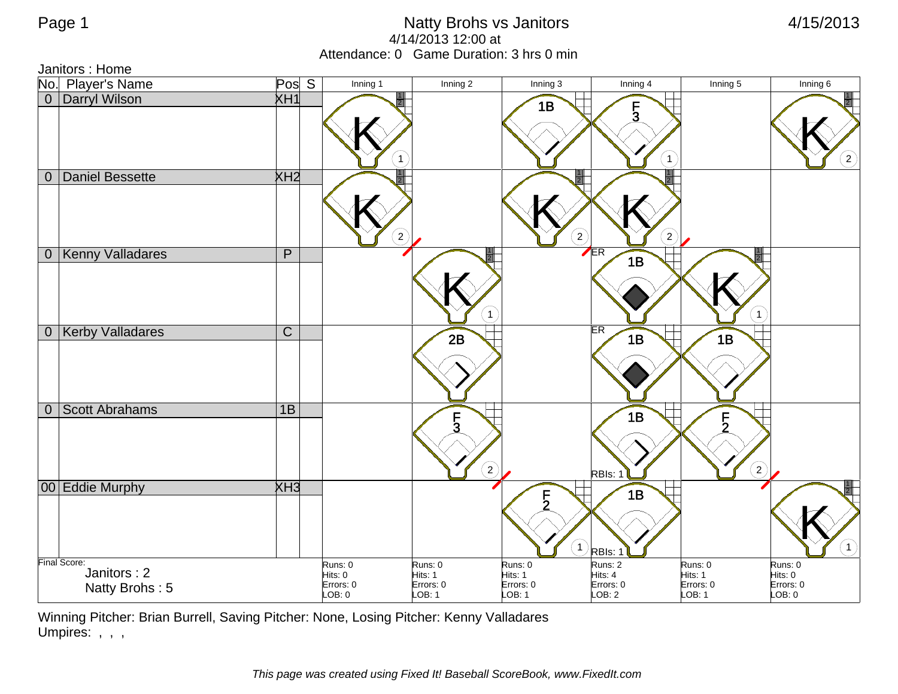# Natty Brohs vs Janitors

4/14/2013 12:00 at

Attendance: 0   Game Duration: 3 hrs 0 min

Janitors : Home

| No. | Player's Name | Pos | S | Inning 1 | Inning 2 | Inning 3 | Inning 4 | Inning 5 | Inning 6 |
|---|---|---|---|---|---|---|---|---|---|
| 0 | Darryl Wilson | XH1 | | K (1) | | 1B | F3 (1) | | K (2) |
| 0 | Daniel Bessette | XH2 | | K (2) | | K (2) | K (2) | | |
| 0 | Kenny Valladares | P | | | K (1) | | ER 1B | K (1) | |
| 0 | Kerby Valladares | C | | | 2B | | ER 1B | 1B | |
| 0 | Scott Abrahams | 1B | | | F3 (2) | | 1B RBIs: 1 | F2 (2) | |
| 00 | Eddie Murphy | XH3 | | | | F2 (1) | 1B RBIs: 1 | | K (1) |
| Final Score: Janitors : 2, Natty Brohs : 5 | | | | Runs: 0<br>Hits: 0<br>Errors: 0<br>LOB: 0 | Runs: 0<br>Hits: 1<br>Errors: 0<br>LOB: 1 | Runs: 0<br>Hits: 1<br>Errors: 0<br>LOB: 1 | Runs: 2<br>Hits: 4<br>Errors: 0<br>LOB: 2 | Runs: 0<br>Hits: 1<br>Errors: 0<br>LOB: 1 | Runs: 0<br>Hits: 0<br>Errors: 0<br>LOB: 0 |

Winning Pitcher: Brian Burrell, Saving Pitcher: None, Losing Pitcher: Kenny Valladares

Umpires: , , ,

*This page was created using Fixed It! Baseball ScoreBook, www.FixedIt.com*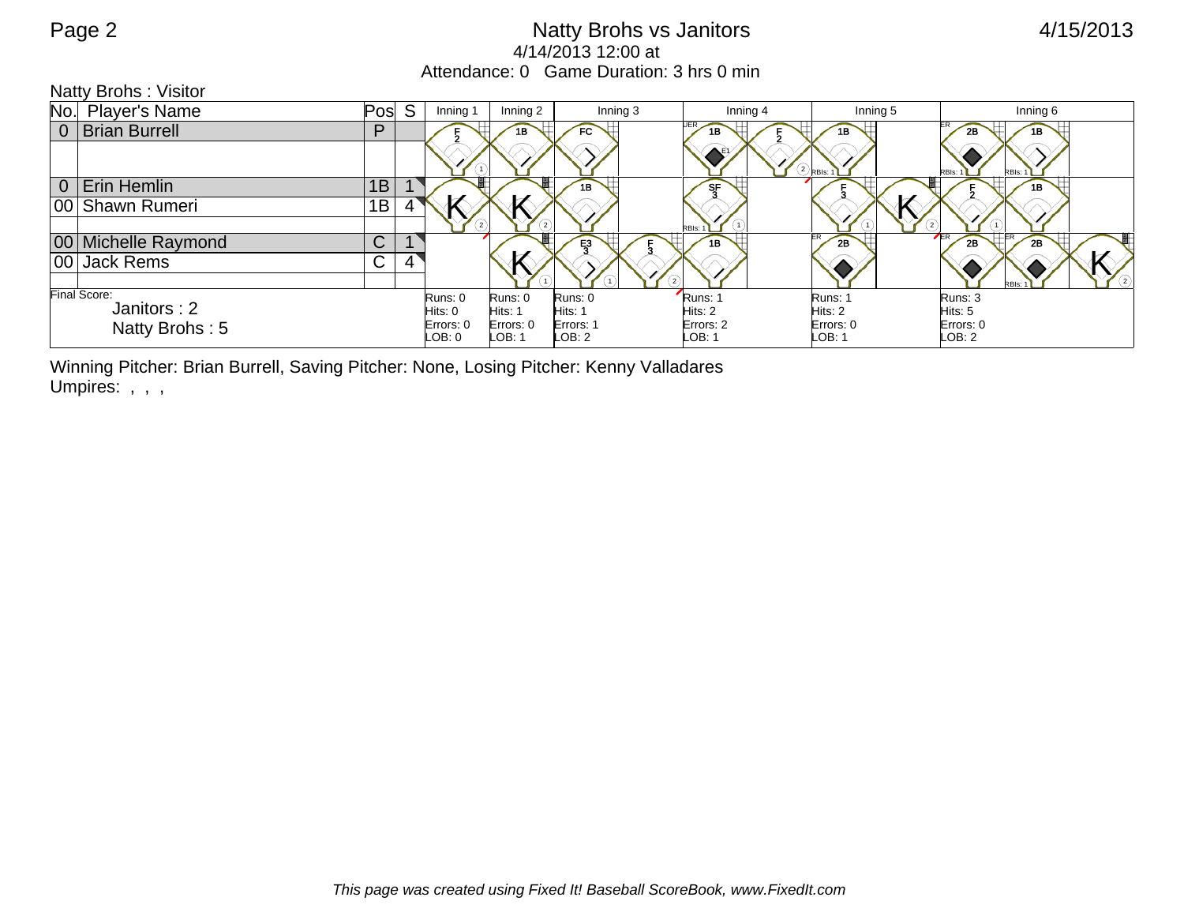Natty Brohs vs Janitors
4/14/2013 12:00 at
Attendance: 0   Game Duration: 3 hrs 0 min

Natty Brohs : Visitor

| No. | Player's Name | Pos | S | Inning 1 | Inning 2 | Inning 3 | | Inning 4 | | Inning 5 | | Inning 6 | | |
|---|---|---|---|---|---|---|---|---|---|---|---|---|---|---|
| 0 | Brian Burrell | P | | F 2 | 1B | FC | | 1B (UER, E1) | F 2 | 1B (RBIs: 1) | | 2B (ER, RBIs: 1) | 1B (RBIs: 1) | |
| 0 | Erin Hemlin | 1B | 1 | K | K | 1B | | SF 3 (RBIs: 1) | | F 3 | K | F 2 | 1B | |
| 00 | Shawn Rumeri | 1B | 4 | | | | | | | | | | | |
| 00 | Michelle Raymond | C | 1 | | K | E3 3 | F 3 | 1B | | 2B (ER) | | 2B (ER) | 2B (ER, RBIs: 1) | K |
| 00 | Jack Rems | C | 4 | | | | | | | | | | | |
| Final Score: Janitors : 2, Natty Brohs : 5 | | | | Runs: 0 Hits: 0 Errors: 0 LOB: 0 | Runs: 0 Hits: 1 Errors: 0 LOB: 1 | Runs: 0 Hits: 1 Errors: 1 LOB: 2 | | Runs: 1 Hits: 2 Errors: 2 LOB: 1 | | Runs: 1 Hits: 2 Errors: 0 LOB: 1 | | Runs: 3 Hits: 5 Errors: 0 LOB: 2 | | |

Winning Pitcher: Brian Burrell, Saving Pitcher: None, Losing Pitcher: Kenny Valladares
Umpires: , , ,

*This page was created using Fixed It! Baseball ScoreBook, www.FixedIt.com*